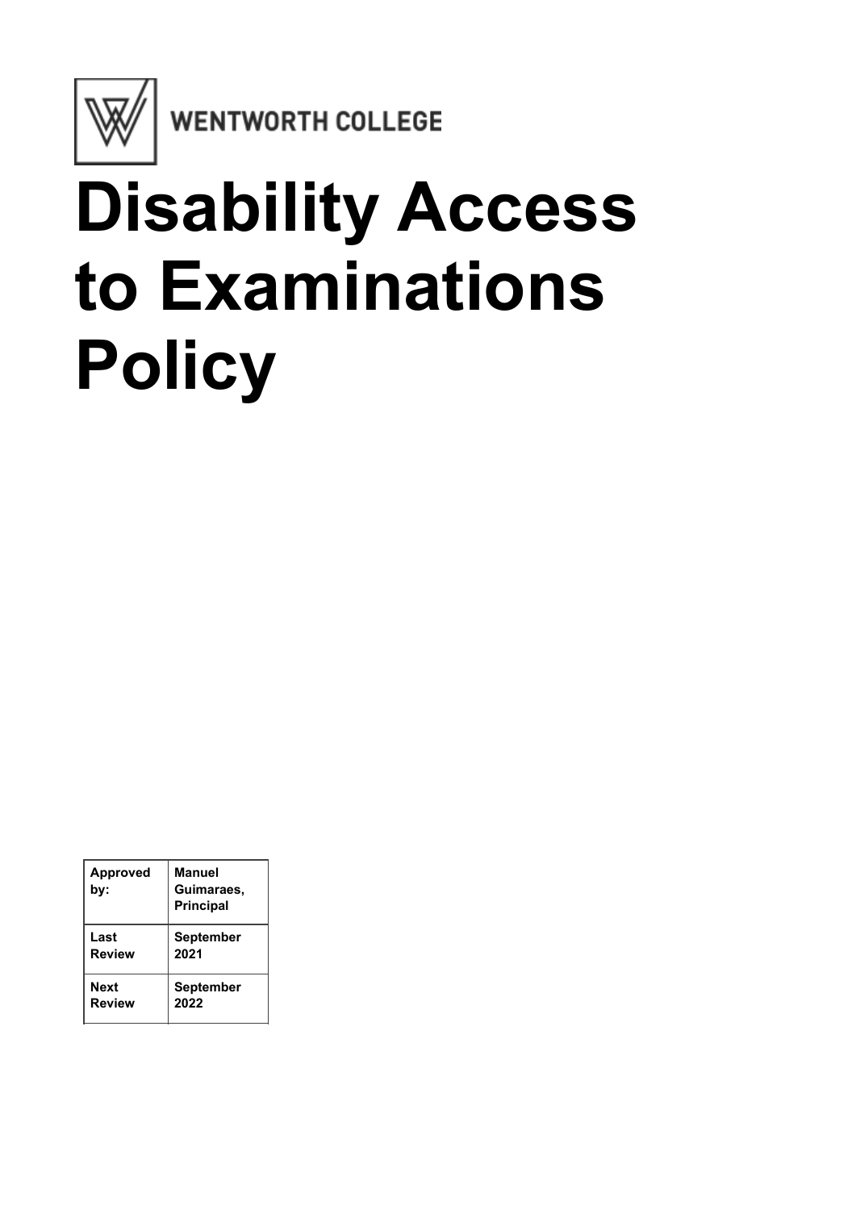WENTWORTH COLLEGE

# Disability Access to Examinations Policy

| **Approved by:** | **Manuel Guimaraes, Principal** |
| --- | --- |
| **Last Review** | **September 2021** |
| **Next Review** | **September 2022** |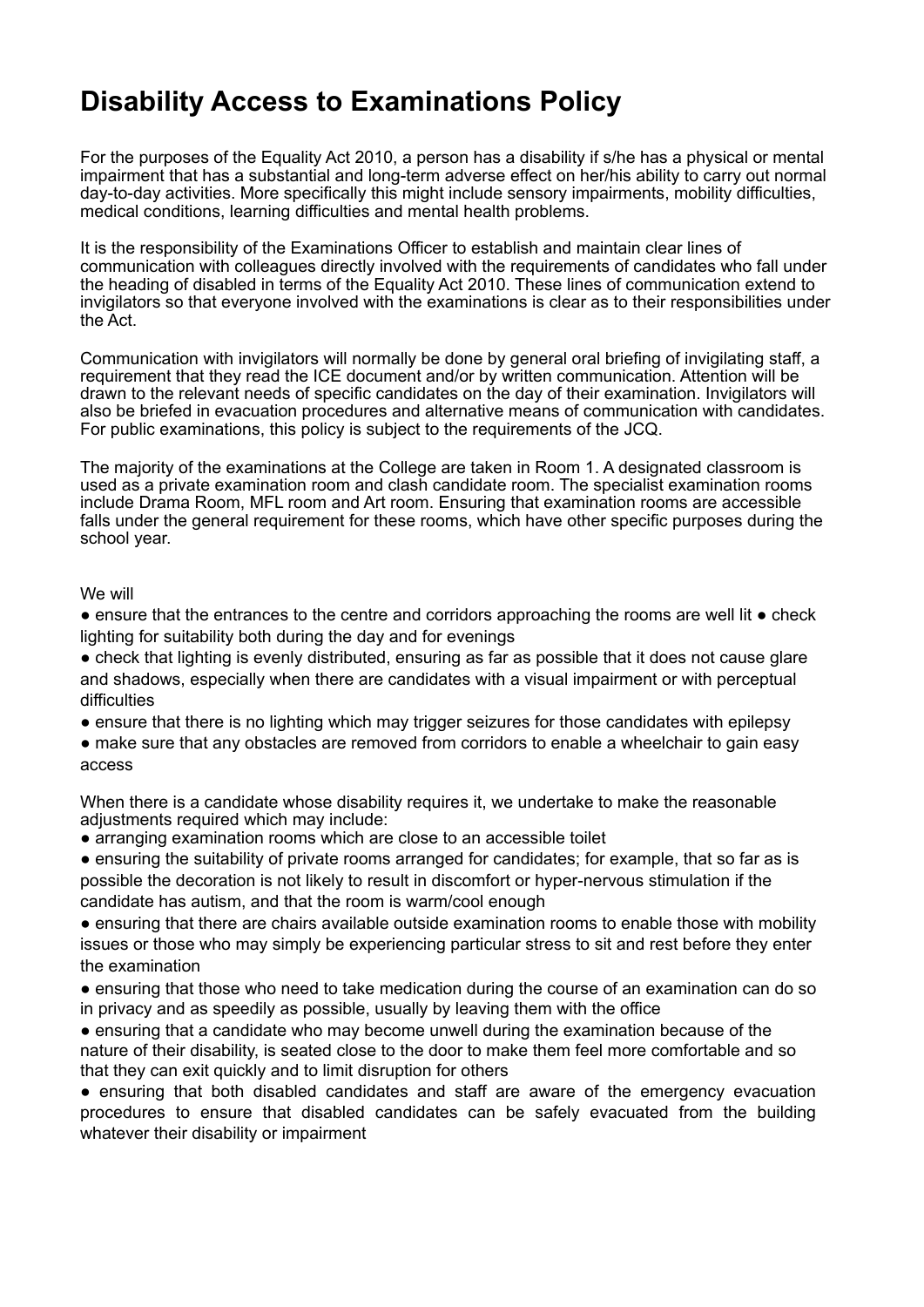# Disability Access to Examinations Policy

For the purposes of the Equality Act 2010, a person has a disability if s/he has a physical or mental impairment that has a substantial and long-term adverse effect on her/his ability to carry out normal day-to-day activities. More specifically this might include sensory impairments, mobility difficulties, medical conditions, learning difficulties and mental health problems.

It is the responsibility of the Examinations Officer to establish and maintain clear lines of communication with colleagues directly involved with the requirements of candidates who fall under the heading of disabled in terms of the Equality Act 2010. These lines of communication extend to invigilators so that everyone involved with the examinations is clear as to their responsibilities under the Act.

Communication with invigilators will normally be done by general oral briefing of invigilating staff, a requirement that they read the ICE document and/or by written communication. Attention will be drawn to the relevant needs of specific candidates on the day of their examination. Invigilators will also be briefed in evacuation procedures and alternative means of communication with candidates. For public examinations, this policy is subject to the requirements of the JCQ.

The majority of the examinations at the College are taken in Room 1. A designated classroom is used as a private examination room and clash candidate room. The specialist examination rooms include Drama Room, MFL room and Art room. Ensuring that examination rooms are accessible falls under the general requirement for these rooms, which have other specific purposes during the school year.

We will

- ensure that the entrances to the centre and corridors approaching the rooms are well lit
- check lighting for suitability both during the day and for evenings
- check that lighting is evenly distributed, ensuring as far as possible that it does not cause glare and shadows, especially when there are candidates with a visual impairment or with perceptual difficulties
- ensure that there is no lighting which may trigger seizures for those candidates with epilepsy
- make sure that any obstacles are removed from corridors to enable a wheelchair to gain easy access

When there is a candidate whose disability requires it, we undertake to make the reasonable adjustments required which may include:

- arranging examination rooms which are close to an accessible toilet
- ensuring the suitability of private rooms arranged for candidates; for example, that so far as is possible the decoration is not likely to result in discomfort or hyper-nervous stimulation if the candidate has autism, and that the room is warm/cool enough
- ensuring that there are chairs available outside examination rooms to enable those with mobility issues or those who may simply be experiencing particular stress to sit and rest before they enter the examination
- ensuring that those who need to take medication during the course of an examination can do so in privacy and as speedily as possible, usually by leaving them with the office
- ensuring that a candidate who may become unwell during the examination because of the nature of their disability, is seated close to the door to make them feel more comfortable and so that they can exit quickly and to limit disruption for others
- ensuring that both disabled candidates and staff are aware of the emergency evacuation procedures to ensure that disabled candidates can be safely evacuated from the building whatever their disability or impairment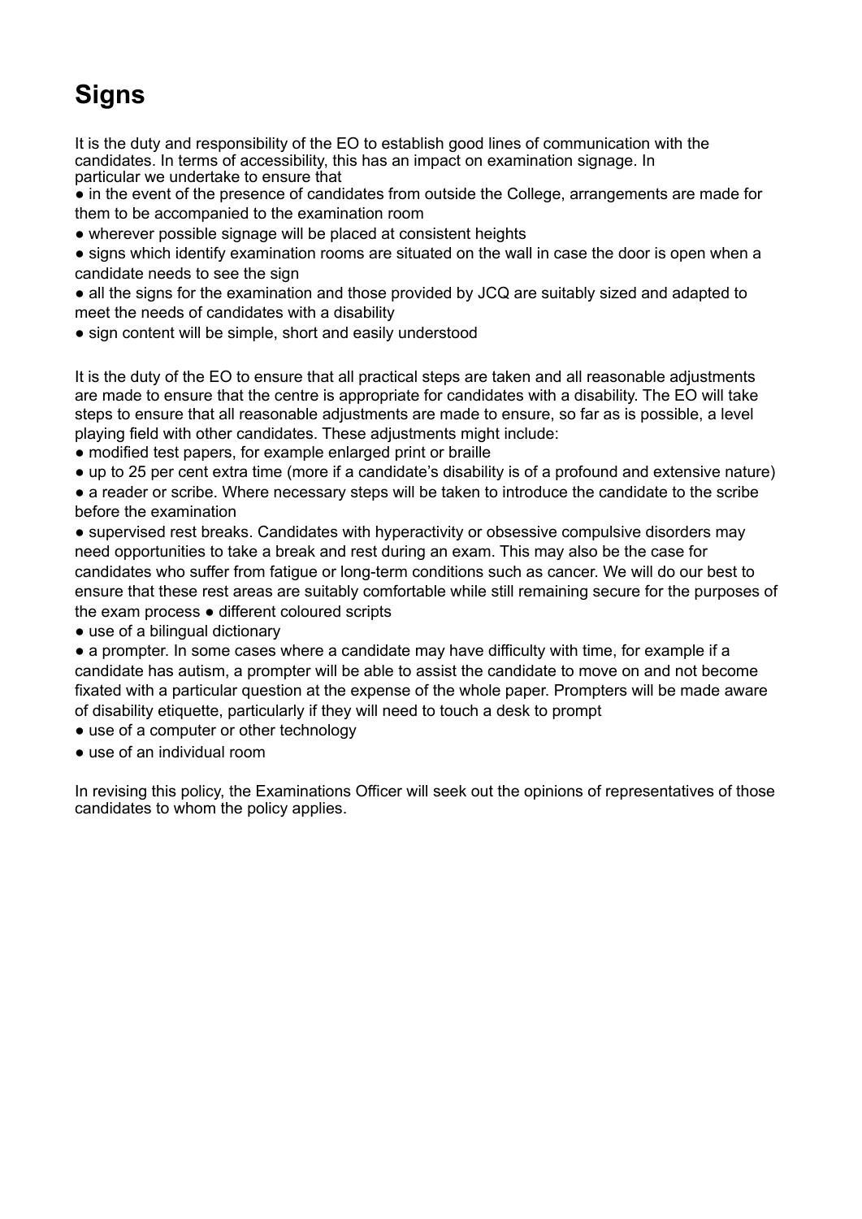## Signs

It is the duty and responsibility of the EO to establish good lines of communication with the candidates. In terms of accessibility, this has an impact on examination signage. In particular we undertake to ensure that

- in the event of the presence of candidates from outside the College, arrangements are made for them to be accompanied to the examination room
- wherever possible signage will be placed at consistent heights
- signs which identify examination rooms are situated on the wall in case the door is open when a candidate needs to see the sign
- all the signs for the examination and those provided by JCQ are suitably sized and adapted to meet the needs of candidates with a disability
- sign content will be simple, short and easily understood

It is the duty of the EO to ensure that all practical steps are taken and all reasonable adjustments are made to ensure that the centre is appropriate for candidates with a disability. The EO will take steps to ensure that all reasonable adjustments are made to ensure, so far as is possible, a level playing field with other candidates. These adjustments might include:

- modified test papers, for example enlarged print or braille
- up to 25 per cent extra time (more if a candidate's disability is of a profound and extensive nature)
- a reader or scribe. Where necessary steps will be taken to introduce the candidate to the scribe before the examination
- supervised rest breaks. Candidates with hyperactivity or obsessive compulsive disorders may need opportunities to take a break and rest during an exam. This may also be the case for candidates who suffer from fatigue or long-term conditions such as cancer. We will do our best to ensure that these rest areas are suitably comfortable while still remaining secure for the purposes of the exam process
- different coloured scripts
- use of a bilingual dictionary
- a prompter. In some cases where a candidate may have difficulty with time, for example if a candidate has autism, a prompter will be able to assist the candidate to move on and not become fixated with a particular question at the expense of the whole paper. Prompters will be made aware of disability etiquette, particularly if they will need to touch a desk to prompt
- use of a computer or other technology
- use of an individual room

In revising this policy, the Examinations Officer will seek out the opinions of representatives of those candidates to whom the policy applies.